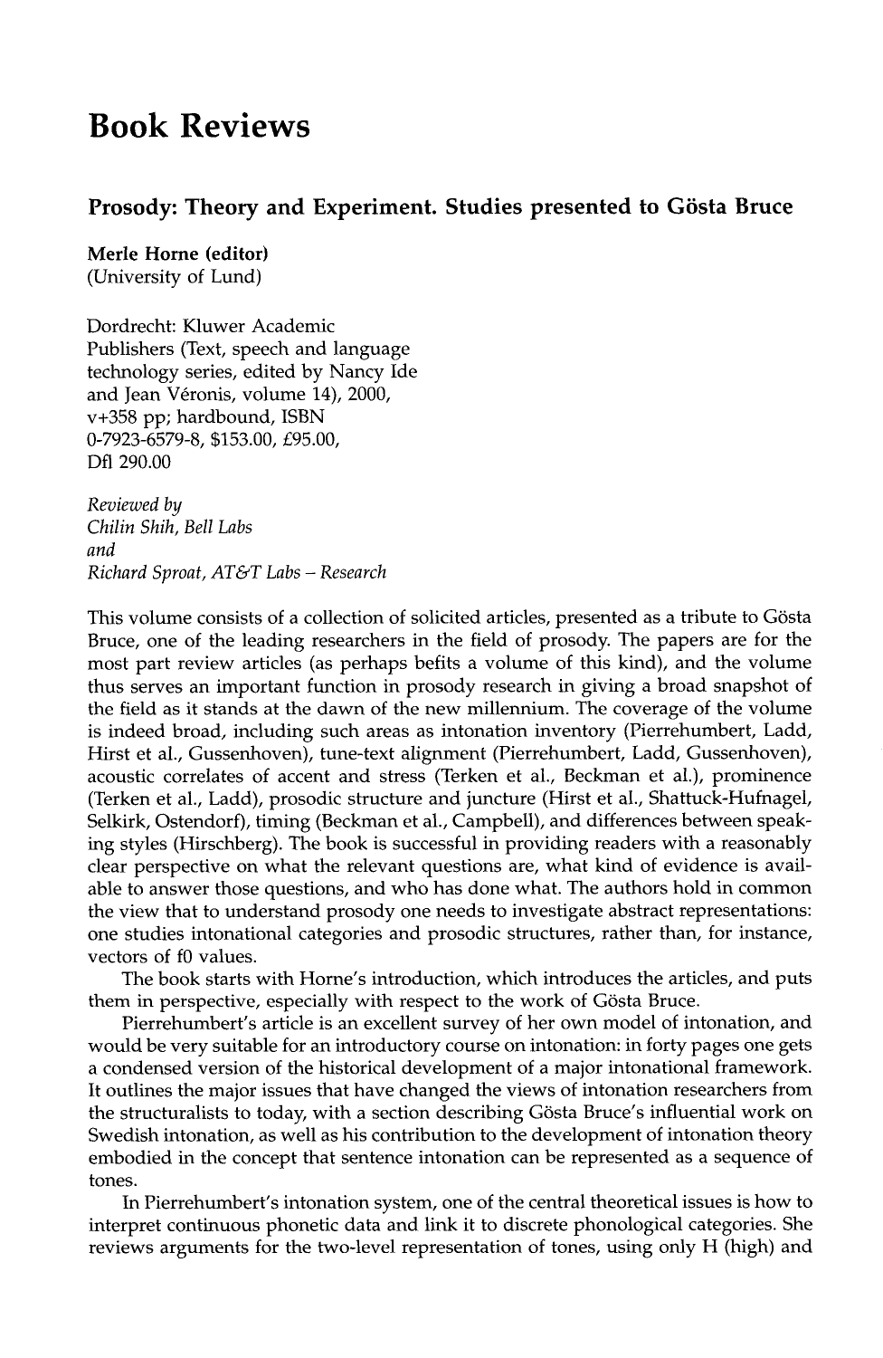# Book Reviews

## Prosody: Theory and Experiment. Studies presented to Gösta Bruce

**Merle Horne (editor)**
(University of Lund)

Dordrecht: Kluwer Academic Publishers (Text, speech and language technology series, edited by Nancy Ide and Jean Véronis, volume 14), 2000, v+358 pp; hardbound, ISBN 0-7923-6579-8, $153.00, £95.00, Dfl 290.00

*Reviewed by*
*Chilin Shih, Bell Labs*
*and*
*Richard Sproat, AT&T Labs – Research*

This volume consists of a collection of solicited articles, presented as a tribute to Gösta Bruce, one of the leading researchers in the field of prosody. The papers are for the most part review articles (as perhaps befits a volume of this kind), and the volume thus serves an important function in prosody research in giving a broad snapshot of the field as it stands at the dawn of the new millennium. The coverage of the volume is indeed broad, including such areas as intonation inventory (Pierrehumbert, Ladd, Hirst et al., Gussenhoven), tune-text alignment (Pierrehumbert, Ladd, Gussenhoven), acoustic correlates of accent and stress (Terken et al., Beckman et al.), prominence (Terken et al., Ladd), prosodic structure and juncture (Hirst et al., Shattuck-Hufnagel, Selkirk, Ostendorf), timing (Beckman et al., Campbell), and differences between speaking styles (Hirschberg). The book is successful in providing readers with a reasonably clear perspective on what the relevant questions are, what kind of evidence is available to answer those questions, and who has done what. The authors hold in common the view that to understand prosody one needs to investigate abstract representations: one studies intonational categories and prosodic structures, rather than, for instance, vectors of f0 values.

The book starts with Horne's introduction, which introduces the articles, and puts them in perspective, especially with respect to the work of Gösta Bruce.

Pierrehumbert's article is an excellent survey of her own model of intonation, and would be very suitable for an introductory course on intonation: in forty pages one gets a condensed version of the historical development of a major intonational framework. It outlines the major issues that have changed the views of intonation researchers from the structuralists to today, with a section describing Gösta Bruce's influential work on Swedish intonation, as well as his contribution to the development of intonation theory embodied in the concept that sentence intonation can be represented as a sequence of tones.

In Pierrehumbert's intonation system, one of the central theoretical issues is how to interpret continuous phonetic data and link it to discrete phonological categories. She reviews arguments for the two-level representation of tones, using only H (high) and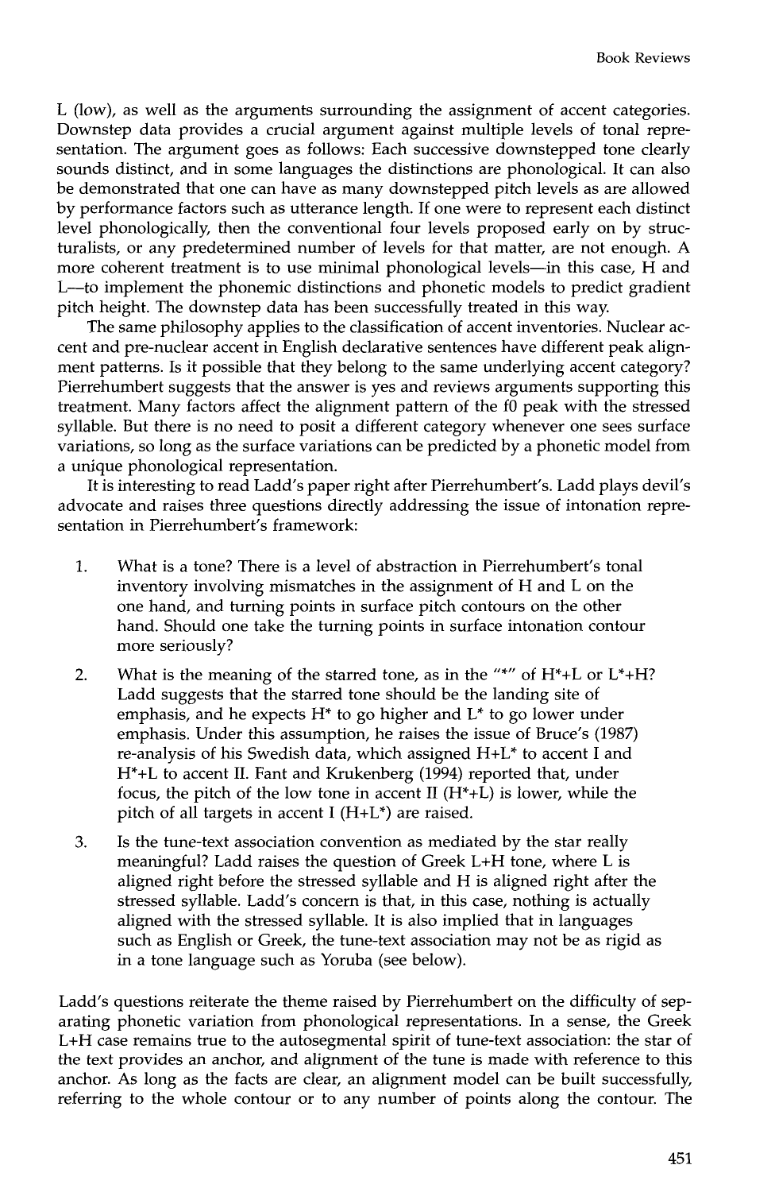L (low), as well as the arguments surrounding the assignment of accent categories. Downstep data provides a crucial argument against multiple levels of tonal representation. The argument goes as follows: Each successive downstepped tone clearly sounds distinct, and in some languages the distinctions are phonological. It can also be demonstrated that one can have as many downstepped pitch levels as are allowed by performance factors such as utterance length. If one were to represent each distinct level phonologically, then the conventional four levels proposed early on by structuralists, or any predetermined number of levels for that matter, are not enough. A more coherent treatment is to use minimal phonological levels—in this case, H and L—to implement the phonemic distinctions and phonetic models to predict gradient pitch height. The downstep data has been successfully treated in this way.

The same philosophy applies to the classification of accent inventories. Nuclear accent and pre-nuclear accent in English declarative sentences have different peak alignment patterns. Is it possible that they belong to the same underlying accent category? Pierrehumbert suggests that the answer is yes and reviews arguments supporting this treatment. Many factors affect the alignment pattern of the f0 peak with the stressed syllable. But there is no need to posit a different category whenever one sees surface variations, so long as the surface variations can be predicted by a phonetic model from a unique phonological representation.

It is interesting to read Ladd's paper right after Pierrehumbert's. Ladd plays devil's advocate and raises three questions directly addressing the issue of intonation representation in Pierrehumbert's framework:

1. What is a tone? There is a level of abstraction in Pierrehumbert's tonal inventory involving mismatches in the assignment of H and L on the one hand, and turning points in surface pitch contours on the other hand. Should one take the turning points in surface intonation contour more seriously?
2. What is the meaning of the starred tone, as in the "*" of H*+L or L*+H? Ladd suggests that the starred tone should be the landing site of emphasis, and he expects H* to go higher and L* to go lower under emphasis. Under this assumption, he raises the issue of Bruce's (1987) re-analysis of his Swedish data, which assigned H+L* to accent I and H*+L to accent II. Fant and Krukenberg (1994) reported that, under focus, the pitch of the low tone in accent II (H*+L) is lower, while the pitch of all targets in accent I (H+L*) are raised.
3. Is the tune-text association convention as mediated by the star really meaningful? Ladd raises the question of Greek L+H tone, where L is aligned right before the stressed syllable and H is aligned right after the stressed syllable. Ladd's concern is that, in this case, nothing is actually aligned with the stressed syllable. It is also implied that in languages such as English or Greek, the tune-text association may not be as rigid as in a tone language such as Yoruba (see below).

Ladd's questions reiterate the theme raised by Pierrehumbert on the difficulty of separating phonetic variation from phonological representations. In a sense, the Greek L+H case remains true to the autosegmental spirit of tune-text association: the star of the text provides an anchor, and alignment of the tune is made with reference to this anchor. As long as the facts are clear, an alignment model can be built successfully, referring to the whole contour or to any number of points along the contour. The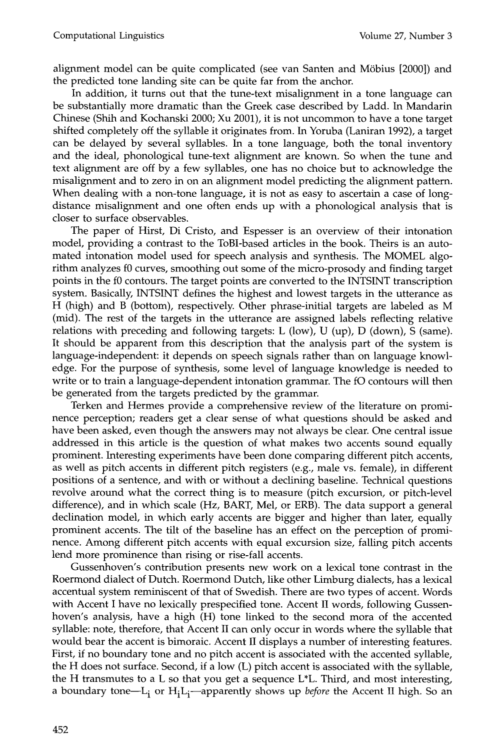alignment model can be quite complicated (see van Santen and Möbius [2000]) and the predicted tone landing site can be quite far from the anchor.

In addition, it turns out that the tune-text misalignment in a tone language can be substantially more dramatic than the Greek case described by Ladd. In Mandarin Chinese (Shih and Kochanski 2000; Xu 2001), it is not uncommon to have a tone target shifted completely off the syllable it originates from. In Yoruba (Laniran 1992), a target can be delayed by several syllables. In a tone language, both the tonal inventory and the ideal, phonological tune-text alignment are known. So when the tune and text alignment are off by a few syllables, one has no choice but to acknowledge the misalignment and to zero in on an alignment model predicting the alignment pattern. When dealing with a non-tone language, it is not as easy to ascertain a case of long-distance misalignment and one often ends up with a phonological analysis that is closer to surface observables.

The paper of Hirst, Di Cristo, and Espesser is an overview of their intonation model, providing a contrast to the ToBI-based articles in the book. Theirs is an automated intonation model used for speech analysis and synthesis. The MOMEL algorithm analyzes f0 curves, smoothing out some of the micro-prosody and finding target points in the f0 contours. The target points are converted to the INTSINT transcription system. Basically, INTSINT defines the highest and lowest targets in the utterance as H (high) and B (bottom), respectively. Other phrase-initial targets are labeled as M (mid). The rest of the targets in the utterance are assigned labels reflecting relative relations with preceding and following targets: L (low), U (up), D (down), S (same). It should be apparent from this description that the analysis part of the system is language-independent: it depends on speech signals rather than on language knowledge. For the purpose of synthesis, some level of language knowledge is needed to write or to train a language-dependent intonation grammar. The f0 contours will then be generated from the targets predicted by the grammar.

Terken and Hermes provide a comprehensive review of the literature on prominence perception; readers get a clear sense of what questions should be asked and have been asked, even though the answers may not always be clear. One central issue addressed in this article is the question of what makes two accents sound equally prominent. Interesting experiments have been done comparing different pitch accents, as well as pitch accents in different pitch registers (e.g., male vs. female), in different positions of a sentence, and with or without a declining baseline. Technical questions revolve around what the correct thing is to measure (pitch excursion, or pitch-level difference), and in which scale (Hz, BART, Mel, or ERB). The data support a general declination model, in which early accents are bigger and higher than later, equally prominent accents. The tilt of the baseline has an effect on the perception of prominence. Among different pitch accents with equal excursion size, falling pitch accents lend more prominence than rising or rise-fall accents.

Gussenhoven's contribution presents new work on a lexical tone contrast in the Roermond dialect of Dutch. Roermond Dutch, like other Limburg dialects, has a lexical accentual system reminiscent of that of Swedish. There are two types of accent. Words with Accent I have no lexically prespecified tone. Accent II words, following Gussenhoven's analysis, have a high (H) tone linked to the second mora of the accented syllable: note, therefore, that Accent II can only occur in words where the syllable that would bear the accent is bimoraic. Accent II displays a number of interesting features. First, if no boundary tone and no pitch accent is associated with the accented syllable, the H does not surface. Second, if a low (L) pitch accent is associated with the syllable, the H transmutes to a L so that you get a sequence L*L. Third, and most interesting, a boundary tone—$L_i$ or $H_iL_i$—apparently shows up *before* the Accent II high. So an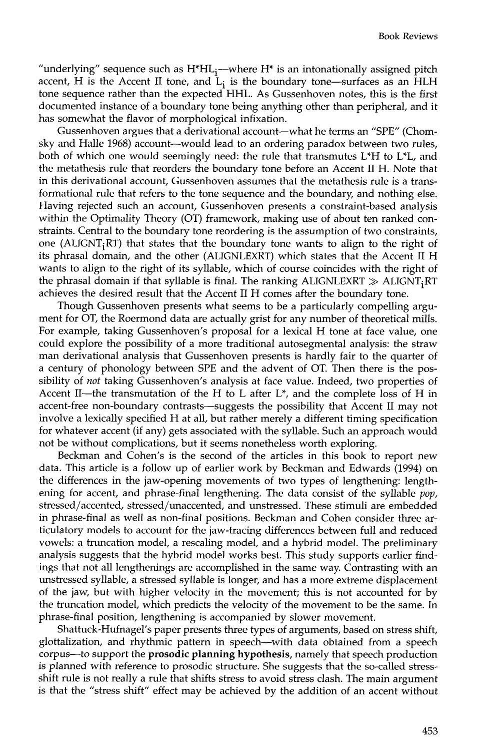"underlying" sequence such as $H^*HL_i$—where $H^*$ is an intonationally assigned pitch accent, H is the Accent II tone, and $L_i$ is the boundary tone—surfaces as an HLH tone sequence rather than the expected HHL. As Gussenhoven notes, this is the first documented instance of a boundary tone being anything other than peripheral, and it has somewhat the flavor of morphological infixation.

Gussenhoven argues that a derivational account—what he terms an "SPE" (Chomsky and Halle 1968) account—would lead to an ordering paradox between two rules, both of which one would seemingly need: the rule that transmutes $L^*H$ to $L^*L$, and the metathesis rule that reorders the boundary tone before an Accent II H. Note that in this derivational account, Gussenhoven assumes that the metathesis rule is a transformational rule that refers to the tone sequence and the boundary, and nothing else. Having rejected such an account, Gussenhoven presents a constraint-based analysis within the Optimality Theory (OT) framework, making use of about ten ranked constraints. Central to the boundary tone reordering is the assumption of two constraints, one ($\text{ALIGNT}_i\text{RT}$) that states that the boundary tone wants to align to the right of its phrasal domain, and the other (ALIGNLEXRT) which states that the Accent II H wants to align to the right of its syllable, which of course coincides with the right of the phrasal domain if that syllable is final. The ranking $\text{ALIGNLEXRT} \gg \text{ALIGNT}_i\text{RT}$ achieves the desired result that the Accent II H comes after the boundary tone.

Though Gussenhoven presents what seems to be a particularly compelling argument for OT, the Roermond data are actually grist for any number of theoretical mills. For example, taking Gussenhoven's proposal for a lexical H tone at face value, one could explore the possibility of a more traditional autosegmental analysis: the straw man derivational analysis that Gussenhoven presents is hardly fair to the quarter of a century of phonology between SPE and the advent of OT. Then there is the possibility of *not* taking Gussenhoven's analysis at face value. Indeed, two properties of Accent II—the transmutation of the H to L after $L^*$, and the complete loss of H in accent-free non-boundary contrasts—suggests the possibility that Accent II may not involve a lexically specified H at all, but rather merely a different timing specification for whatever accent (if any) gets associated with the syllable. Such an approach would not be without complications, but it seems nonetheless worth exploring.

Beckman and Cohen's is the second of the articles in this book to report new data. This article is a follow up of earlier work by Beckman and Edwards (1994) on the differences in the jaw-opening movements of two types of lengthening: lengthening for accent, and phrase-final lengthening. The data consist of the syllable *pop*, stressed/accented, stressed/unaccented, and unstressed. These stimuli are embedded in phrase-final as well as non-final positions. Beckman and Cohen consider three articulatory models to account for the jaw-tracing differences between full and reduced vowels: a truncation model, a rescaling model, and a hybrid model. The preliminary analysis suggests that the hybrid model works best. This study supports earlier findings that not all lengthenings are accomplished in the same way. Contrasting with an unstressed syllable, a stressed syllable is longer, and has a more extreme displacement of the jaw, but with higher velocity in the movement; this is not accounted for by the truncation model, which predicts the velocity of the movement to be the same. In phrase-final position, lengthening is accompanied by slower movement.

Shattuck-Hufnagel's paper presents three types of arguments, based on stress shift, glottalization, and rhythmic pattern in speech—with data obtained from a speech corpus—to support the **prosodic planning hypothesis**, namely that speech production is planned with reference to prosodic structure. She suggests that the so-called stress-shift rule is not really a rule that shifts stress to avoid stress clash. The main argument is that the "stress shift" effect may be achieved by the addition of an accent without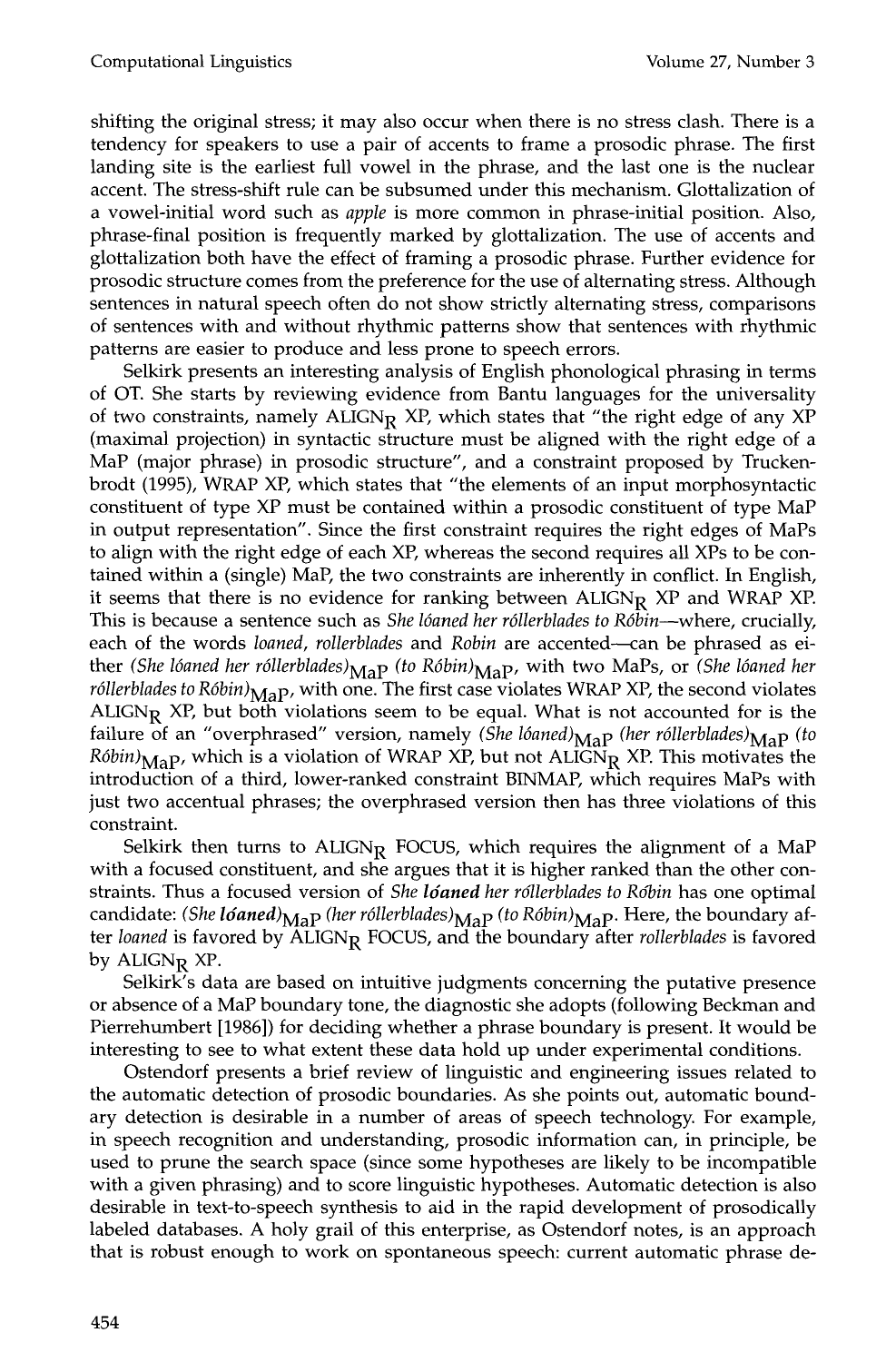shifting the original stress; it may also occur when there is no stress clash. There is a tendency for speakers to use a pair of accents to frame a prosodic phrase. The first landing site is the earliest full vowel in the phrase, and the last one is the nuclear accent. The stress-shift rule can be subsumed under this mechanism. Glottalization of a vowel-initial word such as *apple* is more common in phrase-initial position. Also, phrase-final position is frequently marked by glottalization. The use of accents and glottalization both have the effect of framing a prosodic phrase. Further evidence for prosodic structure comes from the preference for the use of alternating stress. Although sentences in natural speech often do not show strictly alternating stress, comparisons of sentences with and without rhythmic patterns show that sentences with rhythmic patterns are easier to produce and less prone to speech errors.

Selkirk presents an interesting analysis of English phonological phrasing in terms of OT. She starts by reviewing evidence from Bantu languages for the universality of two constraints, namely $\text{ALIGN}_\text{R}$ XP, which states that "the right edge of any XP (maximal projection) in syntactic structure must be aligned with the right edge of a MaP (major phrase) in prosodic structure", and a constraint proposed by Truckenbrodt (1995), WRAP XP, which states that "the elements of an input morphosyntactic constituent of type XP must be contained within a prosodic constituent of type MaP in output representation". Since the first constraint requires the right edges of MaPs to align with the right edge of each XP, whereas the second requires all XPs to be contained within a (single) MaP, the two constraints are inherently in conflict. In English, it seems that there is no evidence for ranking between $\text{ALIGN}_\text{R}$ XP and WRAP XP. This is because a sentence such as *She lóaned her róllerblades to Róbin*—where, crucially, each of the words *loaned, rollerblades* and *Robin* are accented—can be phrased as either *(She lóaned her róllerblades)*$_\text{MaP}$ *(to Róbin)*$_\text{MaP}$, with two MaPs, or *(She lóaned her róllerblades to Róbin)*$_\text{MaP}$, with one. The first case violates WRAP XP, the second violates $\text{ALIGN}_\text{R}$ XP, but both violations seem to be equal. What is not accounted for is the failure of an "overphrased" version, namely *(She lóaned)*$_\text{MaP}$ *(her róllerblades)*$_\text{MaP}$ *(to Róbin)*$_\text{MaP}$, which is a violation of WRAP XP, but not $\text{ALIGN}_\text{R}$ XP. This motivates the introduction of a third, lower-ranked constraint BINMAP, which requires MaPs with just two accentual phrases; the overphrased version then has three violations of this constraint.

Selkirk then turns to $\text{ALIGN}_\text{R}$ FOCUS, which requires the alignment of a MaP with a focused constituent, and she argues that it is higher ranked than the other constraints. Thus a focused version of *She* ***lóaned*** *her róllerblades to Róbin* has one optimal candidate: *(She* ***lóaned****)*$_\text{MaP}$ *(her róllerblades)*$_\text{MaP}$ *(to Róbin)*$_\text{MaP}$. Here, the boundary after *loaned* is favored by $\text{ALIGN}_\text{R}$ FOCUS, and the boundary after *rollerblades* is favored by $\text{ALIGN}_\text{R}$ XP.

Selkirk's data are based on intuitive judgments concerning the putative presence or absence of a MaP boundary tone, the diagnostic she adopts (following Beckman and Pierrehumbert [1986]) for deciding whether a phrase boundary is present. It would be interesting to see to what extent these data hold up under experimental conditions.

Ostendorf presents a brief review of linguistic and engineering issues related to the automatic detection of prosodic boundaries. As she points out, automatic boundary detection is desirable in a number of areas of speech technology. For example, in speech recognition and understanding, prosodic information can, in principle, be used to prune the search space (since some hypotheses are likely to be incompatible with a given phrasing) and to score linguistic hypotheses. Automatic detection is also desirable in text-to-speech synthesis to aid in the rapid development of prosodically labeled databases. A holy grail of this enterprise, as Ostendorf notes, is an approach that is robust enough to work on spontaneous speech: current automatic phrase de-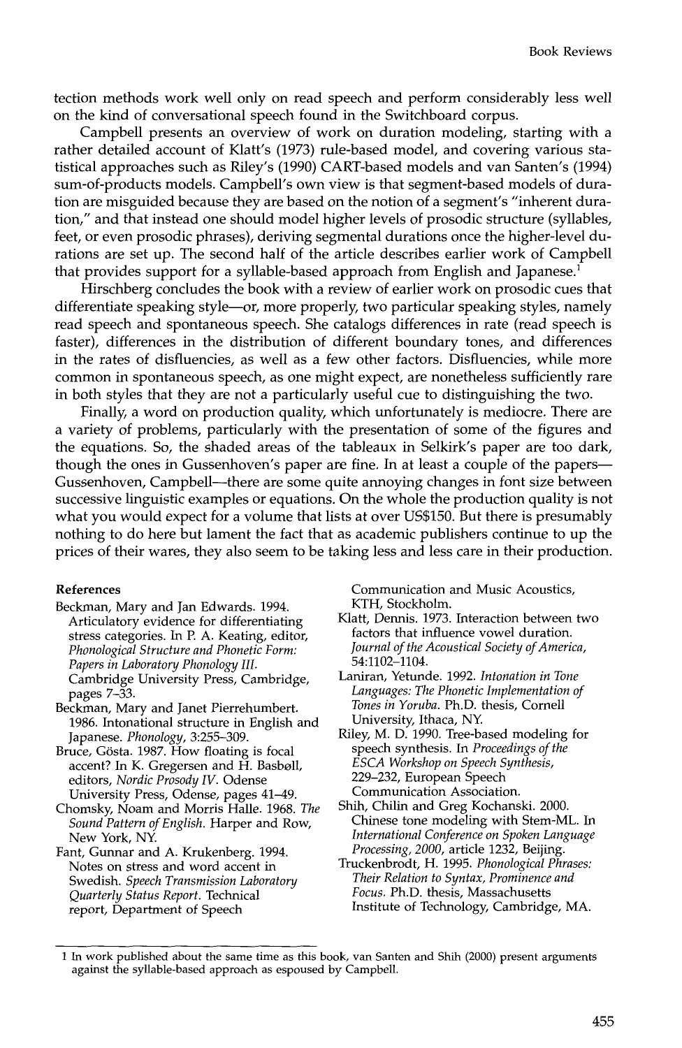tection methods work well only on read speech and perform considerably less well on the kind of conversational speech found in the Switchboard corpus.

Campbell presents an overview of work on duration modeling, starting with a rather detailed account of Klatt's (1973) rule-based model, and covering various statistical approaches such as Riley's (1990) CART-based models and van Santen's (1994) sum-of-products models. Campbell's own view is that segment-based models of duration are misguided because they are based on the notion of a segment's "inherent duration," and that instead one should model higher levels of prosodic structure (syllables, feet, or even prosodic phrases), deriving segmental durations once the higher-level durations are set up. The second half of the article describes earlier work of Campbell that provides support for a syllable-based approach from English and Japanese.[1]

Hirschberg concludes the book with a review of earlier work on prosodic cues that differentiate speaking style—or, more properly, two particular speaking styles, namely read speech and spontaneous speech. She catalogs differences in rate (read speech is faster), differences in the distribution of different boundary tones, and differences in the rates of disfluencies, as well as a few other factors. Disfluencies, while more common in spontaneous speech, as one might expect, are nonetheless sufficiently rare in both styles that they are not a particularly useful cue to distinguishing the two.

Finally, a word on production quality, which unfortunately is mediocre. There are a variety of problems, particularly with the presentation of some of the figures and the equations. So, the shaded areas of the tableaux in Selkirk's paper are too dark, though the ones in Gussenhoven's paper are fine. In at least a couple of the papers—Gussenhoven, Campbell—there are some quite annoying changes in font size between successive linguistic examples or equations. On the whole the production quality is not what you would expect for a volume that lists at over US$150. But there is presumably nothing to do here but lament the fact that as academic publishers continue to up the prices of their wares, they also seem to be taking less and less care in their production.

### References

Beckman, Mary and Jan Edwards. 1994. Articulatory evidence for differentiating stress categories. In P. A. Keating, editor, *Phonological Structure and Phonetic Form: Papers in Laboratory Phonology III*. Cambridge University Press, Cambridge, pages 7–33.

Beckman, Mary and Janet Pierrehumbert. 1986. Intonational structure in English and Japanese. *Phonology*, 3:255–309.

Bruce, Gösta. 1987. How floating is focal accent? In K. Gregersen and H. Basbøll, editors, *Nordic Prosody IV*. Odense University Press, Odense, pages 41–49.

Chomsky, Noam and Morris Halle. 1968. *The Sound Pattern of English*. Harper and Row, New York, NY.

Fant, Gunnar and A. Krukenberg. 1994. Notes on stress and word accent in Swedish. *Speech Transmission Laboratory Quarterly Status Report*. Technical report, Department of Speech Communication and Music Acoustics, KTH, Stockholm.

Klatt, Dennis. 1973. Interaction between two factors that influence vowel duration. *Journal of the Acoustical Society of America*, 54:1102–1104.

Laniran, Yetunde. 1992. *Intonation in Tone Languages: The Phonetic Implementation of Tones in Yoruba*. Ph.D. thesis, Cornell University, Ithaca, NY.

Riley, M. D. 1990. Tree-based modeling for speech synthesis. In *Proceedings of the ESCA Workshop on Speech Synthesis*, 229–232, European Speech Communication Association.

Shih, Chilin and Greg Kochanski. 2000. Chinese tone modeling with Stem-ML. In *International Conference on Spoken Language Processing, 2000*, article 1232, Beijing.

Truckenbrodt, H. 1995. *Phonological Phrases: Their Relation to Syntax, Prominence and Focus*. Ph.D. thesis, Massachusetts Institute of Technology, Cambridge, MA.

---

[1] In work published about the same time as this book, van Santen and Shih (2000) present arguments against the syllable-based approach as espoused by Campbell.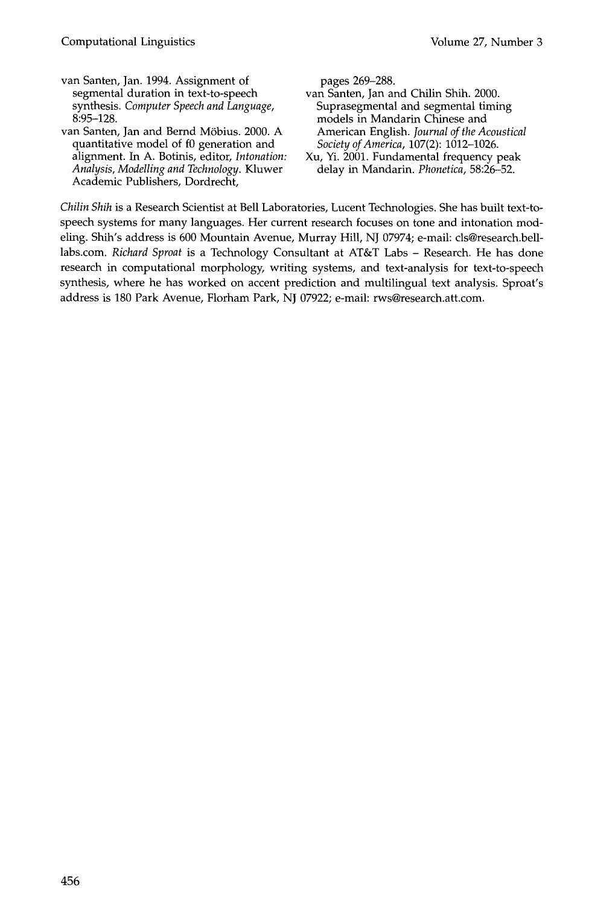van Santen, Jan. 1994. Assignment of segmental duration in text-to-speech synthesis. *Computer Speech and Language*, 8:95–128.

van Santen, Jan and Bernd Möbius. 2000. A quantitative model of f0 generation and alignment. In A. Botinis, editor, *Intonation: Analysis, Modelling and Technology*. Kluwer Academic Publishers, Dordrecht, pages 269–288.

van Santen, Jan and Chilin Shih. 2000. Suprasegmental and segmental timing models in Mandarin Chinese and American English. *Journal of the Acoustical Society of America*, 107(2): 1012–1026.

Xu, Yi. 2001. Fundamental frequency peak delay in Mandarin. *Phonetica*, 58:26–52.

*Chilin Shih* is a Research Scientist at Bell Laboratories, Lucent Technologies. She has built text-to-speech systems for many languages. Her current research focuses on tone and intonation modeling. Shih's address is 600 Mountain Avenue, Murray Hill, NJ 07974; e-mail: cls@research.bell-labs.com. *Richard Sproat* is a Technology Consultant at AT&T Labs – Research. He has done research in computational morphology, writing systems, and text-analysis for text-to-speech synthesis, where he has worked on accent prediction and multilingual text analysis. Sproat's address is 180 Park Avenue, Florham Park, NJ 07922; e-mail: rws@research.att.com.